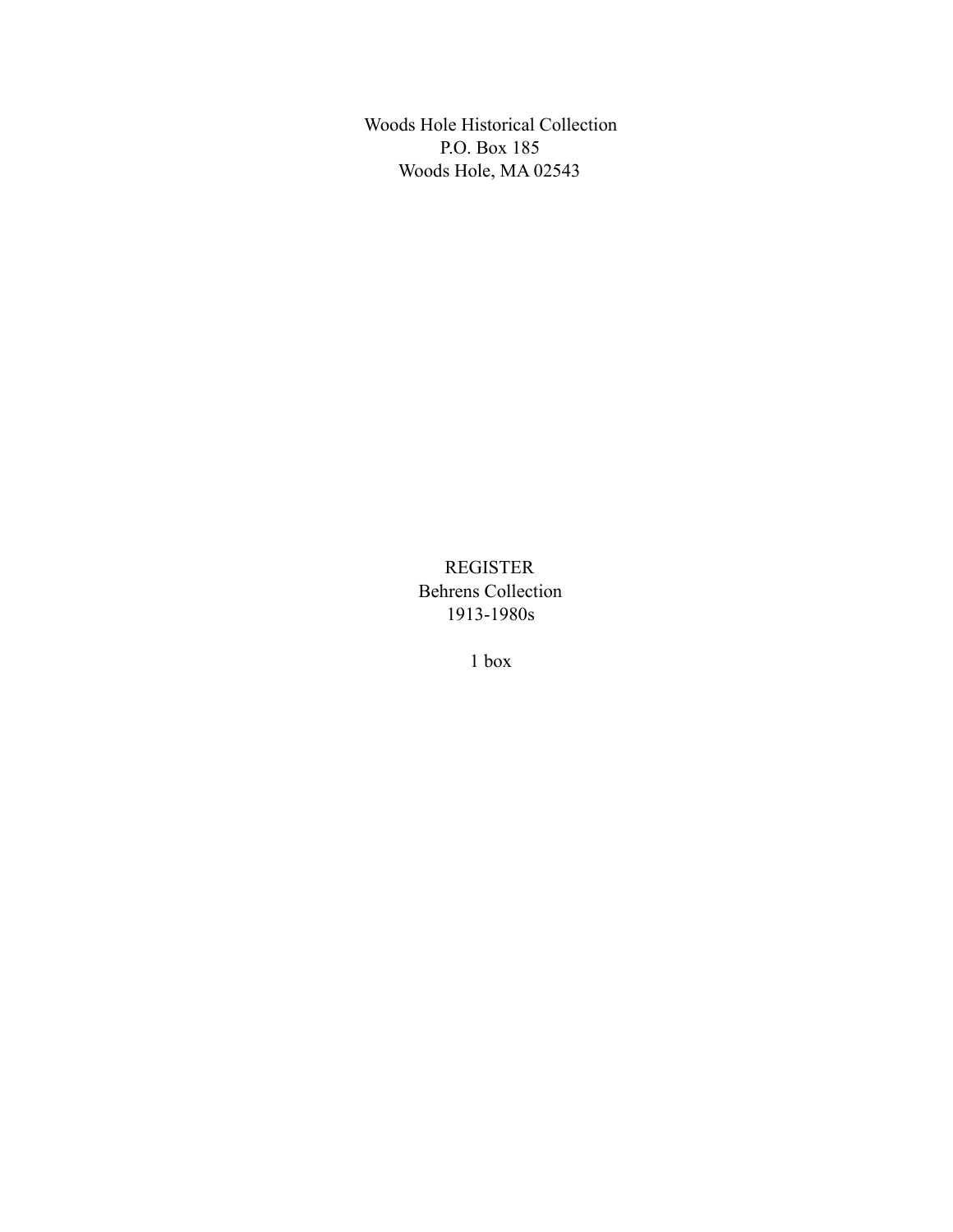Woods Hole Historical Collection
P.O. Box 185
Woods Hole, MA 02543

# REGISTER
## Behrens Collection
## 1913-1980s

1 box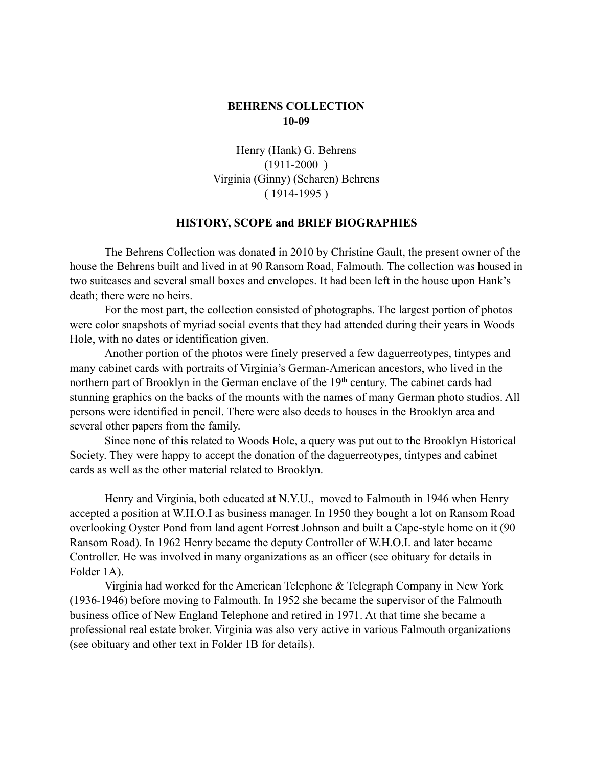**BEHRENS COLLECTION**
**10-09**

Henry (Hank) G. Behrens
(1911-2000 )
Virginia (Ginny) (Scharen) Behrens
( 1914-1995 )

**HISTORY, SCOPE and BRIEF BIOGRAPHIES**

The Behrens Collection was donated in 2010 by Christine Gault, the present owner of the house the Behrens built and lived in at 90 Ransom Road, Falmouth. The collection was housed in two suitcases and several small boxes and envelopes. It had been left in the house upon Hank's death; there were no heirs.

For the most part, the collection consisted of photographs. The largest portion of photos were color snapshots of myriad social events that they had attended during their years in Woods Hole, with no dates or identification given.

Another portion of the photos were finely preserved a few daguerreotypes, tintypes and many cabinet cards with portraits of Virginia's German-American ancestors, who lived in the northern part of Brooklyn in the German enclave of the 19th century. The cabinet cards had stunning graphics on the backs of the mounts with the names of many German photo studios. All persons were identified in pencil. There were also deeds to houses in the Brooklyn area and several other papers from the family.

Since none of this related to Woods Hole, a query was put out to the Brooklyn Historical Society. They were happy to accept the donation of the daguerreotypes, tintypes and cabinet cards as well as the other material related to Brooklyn.

Henry and Virginia, both educated at N.Y.U., moved to Falmouth in 1946 when Henry accepted a position at W.H.O.I as business manager. In 1950 they bought a lot on Ransom Road overlooking Oyster Pond from land agent Forrest Johnson and built a Cape-style home on it (90 Ransom Road). In 1962 Henry became the deputy Controller of W.H.O.I. and later became Controller. He was involved in many organizations as an officer (see obituary for details in Folder 1A).

Virginia had worked for the American Telephone & Telegraph Company in New York (1936-1946) before moving to Falmouth. In 1952 she became the supervisor of the Falmouth business office of New England Telephone and retired in 1971. At that time she became a professional real estate broker. Virginia was also very active in various Falmouth organizations (see obituary and other text in Folder 1B for details).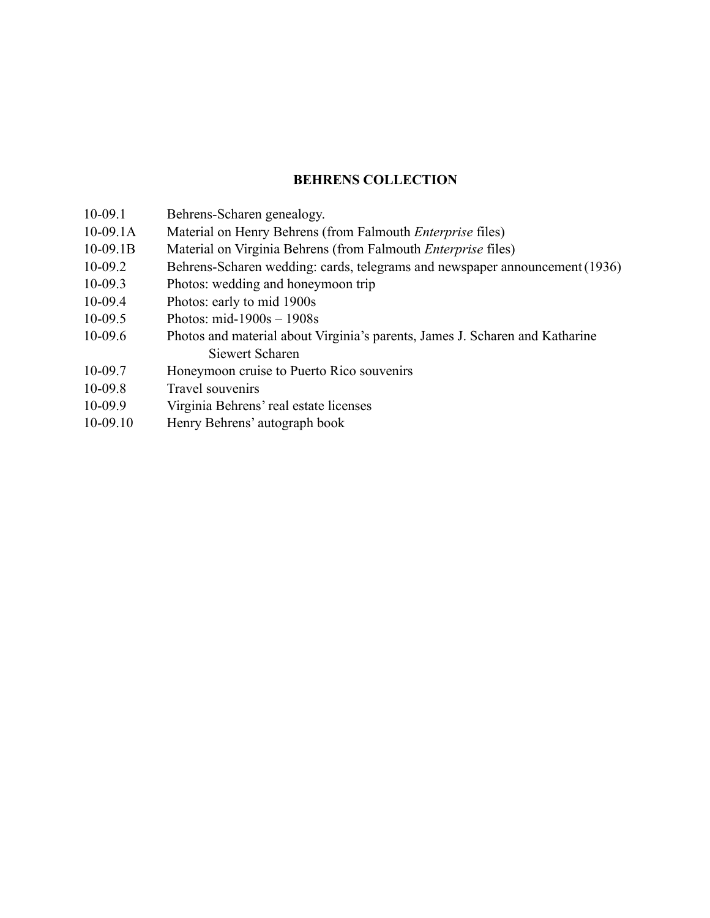## BEHRENS COLLECTION

| | |
|---|---|
| 10-09.1 | Behrens-Scharen genealogy. |
| 10-09.1A | Material on Henry Behrens (from Falmouth *Enterprise* files) |
| 10-09.1B | Material on Virginia Behrens (from Falmouth *Enterprise* files) |
| 10-09.2 | Behrens-Scharen wedding: cards, telegrams and newspaper announcement (1936) |
| 10-09.3 | Photos: wedding and honeymoon trip |
| 10-09.4 | Photos: early to mid 1900s |
| 10-09.5 | Photos: mid-1900s – 1908s |
| 10-09.6 | Photos and material about Virginia's parents, James J. Scharen and Katharine Siewert Scharen |
| 10-09.7 | Honeymoon cruise to Puerto Rico souvenirs |
| 10-09.8 | Travel souvenirs |
| 10-09.9 | Virginia Behrens' real estate licenses |
| 10-09.10 | Henry Behrens' autograph book |